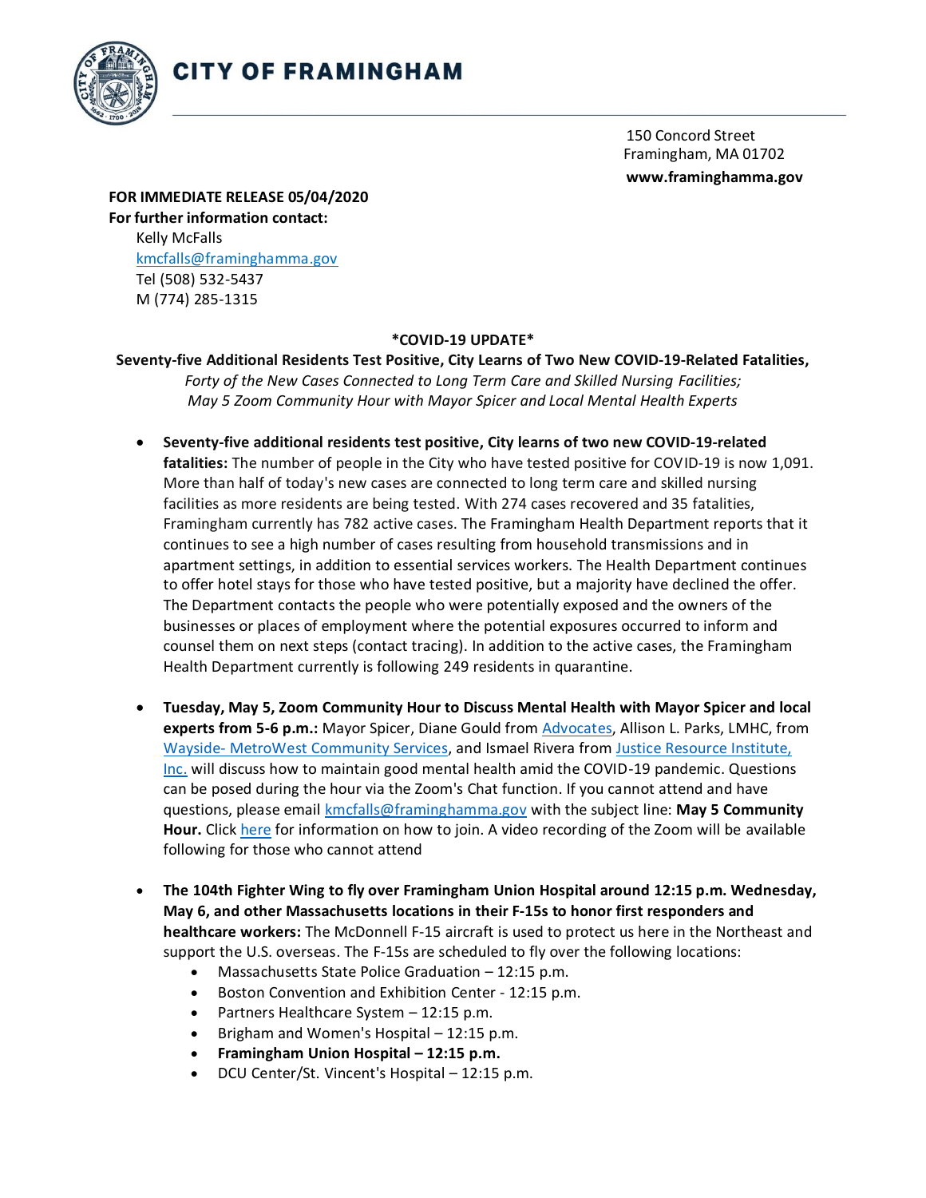# CITY OF FRAMINGHAM

150 Concord Street
Framingham, MA 01702
**www.framinghamma.gov**

**FOR IMMEDIATE RELEASE 05/04/2020**
**For further information contact:**
Kelly McFalls
kmcfalls@framinghamma.gov
Tel (508) 532-5437
M (774) 285-1315

**\*COVID-19 UPDATE\***

**Seventy-five Additional Residents Test Positive, City Learns of Two New COVID-19-Related Fatalities,**
*Forty of the New Cases Connected to Long Term Care and Skilled Nursing Facilities;*
*May 5 Zoom Community Hour with Mayor Spicer and Local Mental Health Experts*

- **Seventy-five additional residents test positive, City learns of two new COVID-19-related fatalities:** The number of people in the City who have tested positive for COVID-19 is now 1,091. More than half of today's new cases are connected to long term care and skilled nursing facilities as more residents are being tested. With 274 cases recovered and 35 fatalities, Framingham currently has 782 active cases. The Framingham Health Department reports that it continues to see a high number of cases resulting from household transmissions and in apartment settings, in addition to essential services workers. The Health Department continues to offer hotel stays for those who have tested positive, but a majority have declined the offer. The Department contacts the people who were potentially exposed and the owners of the businesses or places of employment where the potential exposures occurred to inform and counsel them on next steps (contact tracing). In addition to the active cases, the Framingham Health Department currently is following 249 residents in quarantine.

- **Tuesday, May 5, Zoom Community Hour to Discuss Mental Health with Mayor Spicer and local experts from 5-6 p.m.:** Mayor Spicer, Diane Gould from Advocates, Allison L. Parks, LMHC, from Wayside- MetroWest Community Services, and Ismael Rivera from Justice Resource Institute, Inc. will discuss how to maintain good mental health amid the COVID-19 pandemic. Questions can be posed during the hour via the Zoom's Chat function. If you cannot attend and have questions, please email kmcfalls@framinghamma.gov with the subject line: **May 5 Community Hour.** Click here for information on how to join. A video recording of the Zoom will be available following for those who cannot attend

- **The 104th Fighter Wing to fly over Framingham Union Hospital around 12:15 p.m. Wednesday, May 6, and other Massachusetts locations in their F-15s to honor first responders and healthcare workers:** The McDonnell F-15 aircraft is used to protect us here in the Northeast and support the U.S. overseas. The F-15s are scheduled to fly over the following locations:
  - Massachusetts State Police Graduation – 12:15 p.m.
  - Boston Convention and Exhibition Center - 12:15 p.m.
  - Partners Healthcare System – 12:15 p.m.
  - Brigham and Women's Hospital – 12:15 p.m.
  - **Framingham Union Hospital – 12:15 p.m.**
  - DCU Center/St. Vincent's Hospital – 12:15 p.m.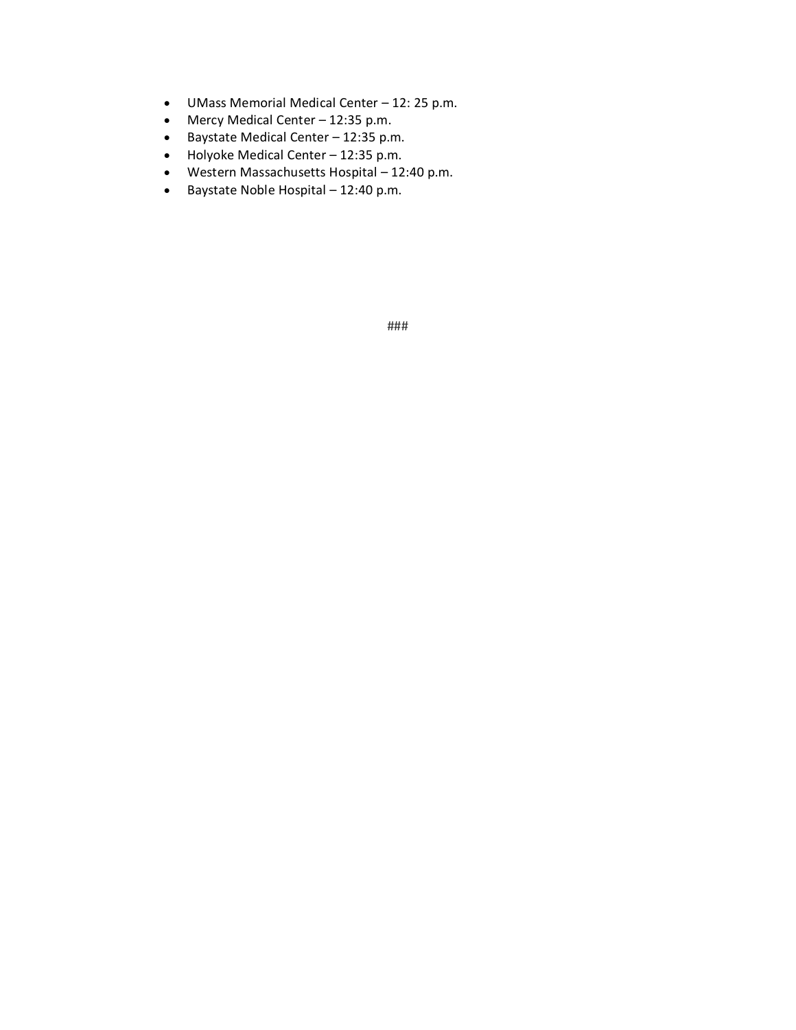- UMass Memorial Medical Center – 12: 25 p.m.
- Mercy Medical Center – 12:35 p.m.
- Baystate Medical Center – 12:35 p.m.
- Holyoke Medical Center – 12:35 p.m.
- Western Massachusetts Hospital – 12:40 p.m.
- Baystate Noble Hospital – 12:40 p.m.

###